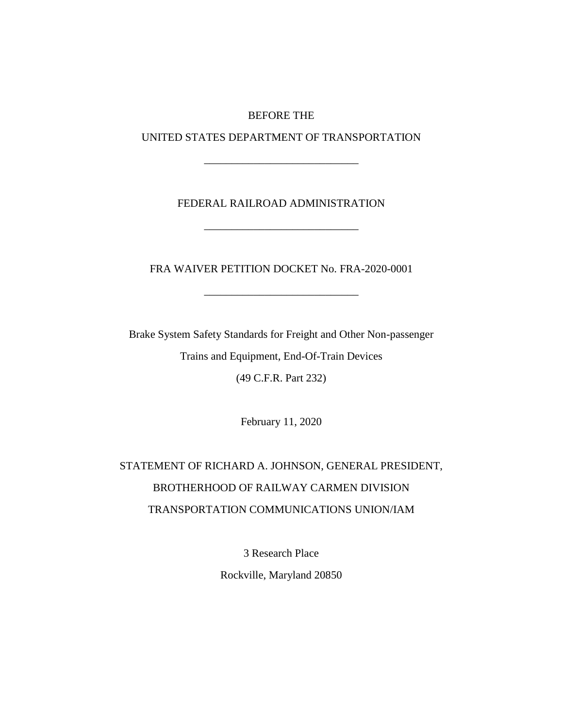BEFORE THE

UNITED STATES DEPARTMENT OF TRANSPORTATION

---

FEDERAL RAILROAD ADMINISTRATION

---

FRA WAIVER PETITION DOCKET No. FRA-2020-0001

---

Brake System Safety Standards for Freight and Other Non-passenger Trains and Equipment, End-Of-Train Devices

(49 C.F.R. Part 232)

February 11, 2020

STATEMENT OF RICHARD A. JOHNSON, GENERAL PRESIDENT,

BROTHERHOOD OF RAILWAY CARMEN DIVISION

TRANSPORTATION COMMUNICATIONS UNION/IAM

3 Research Place

Rockville, Maryland 20850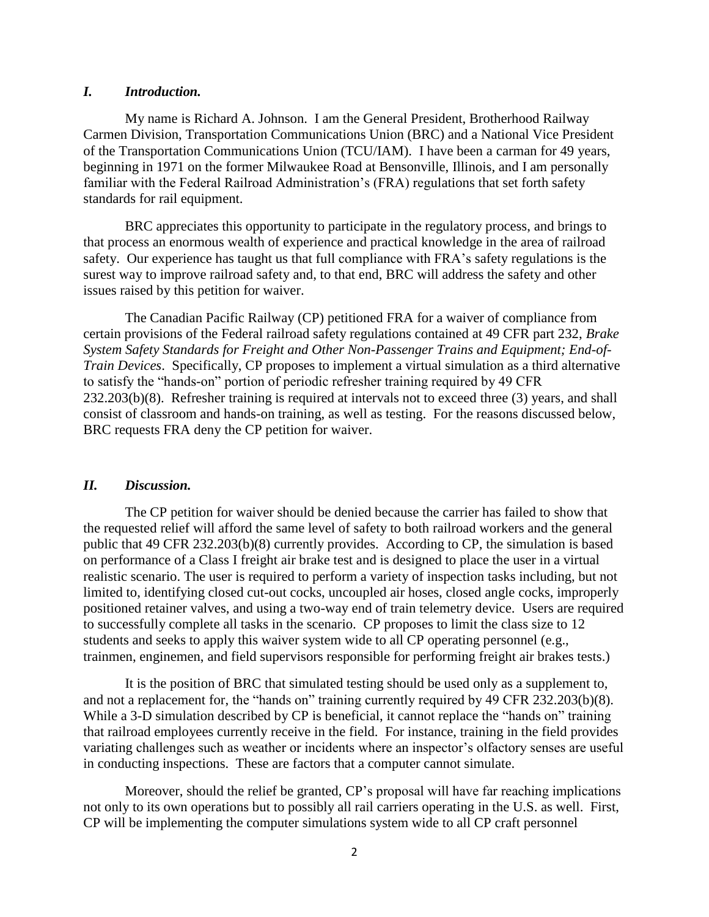## *I. Introduction.*

My name is Richard A. Johnson. I am the General President, Brotherhood Railway Carmen Division, Transportation Communications Union (BRC) and a National Vice President of the Transportation Communications Union (TCU/IAM). I have been a carman for 49 years, beginning in 1971 on the former Milwaukee Road at Bensonville, Illinois, and I am personally familiar with the Federal Railroad Administration's (FRA) regulations that set forth safety standards for rail equipment.

BRC appreciates this opportunity to participate in the regulatory process, and brings to that process an enormous wealth of experience and practical knowledge in the area of railroad safety. Our experience has taught us that full compliance with FRA's safety regulations is the surest way to improve railroad safety and, to that end, BRC will address the safety and other issues raised by this petition for waiver.

The Canadian Pacific Railway (CP) petitioned FRA for a waiver of compliance from certain provisions of the Federal railroad safety regulations contained at 49 CFR part 232, *Brake System Safety Standards for Freight and Other Non-Passenger Trains and Equipment; End-of-Train Devices*. Specifically, CP proposes to implement a virtual simulation as a third alternative to satisfy the "hands-on" portion of periodic refresher training required by 49 CFR 232.203(b)(8). Refresher training is required at intervals not to exceed three (3) years, and shall consist of classroom and hands-on training, as well as testing. For the reasons discussed below, BRC requests FRA deny the CP petition for waiver.

## *II. Discussion.*

The CP petition for waiver should be denied because the carrier has failed to show that the requested relief will afford the same level of safety to both railroad workers and the general public that 49 CFR 232.203(b)(8) currently provides. According to CP, the simulation is based on performance of a Class I freight air brake test and is designed to place the user in a virtual realistic scenario. The user is required to perform a variety of inspection tasks including, but not limited to, identifying closed cut-out cocks, uncoupled air hoses, closed angle cocks, improperly positioned retainer valves, and using a two-way end of train telemetry device. Users are required to successfully complete all tasks in the scenario. CP proposes to limit the class size to 12 students and seeks to apply this waiver system wide to all CP operating personnel (e.g., trainmen, enginemen, and field supervisors responsible for performing freight air brakes tests.)

It is the position of BRC that simulated testing should be used only as a supplement to, and not a replacement for, the "hands on" training currently required by 49 CFR 232.203(b)(8). While a 3-D simulation described by CP is beneficial, it cannot replace the "hands on" training that railroad employees currently receive in the field. For instance, training in the field provides variating challenges such as weather or incidents where an inspector's olfactory senses are useful in conducting inspections. These are factors that a computer cannot simulate.

Moreover, should the relief be granted, CP's proposal will have far reaching implications not only to its own operations but to possibly all rail carriers operating in the U.S. as well. First, CP will be implementing the computer simulations system wide to all CP craft personnel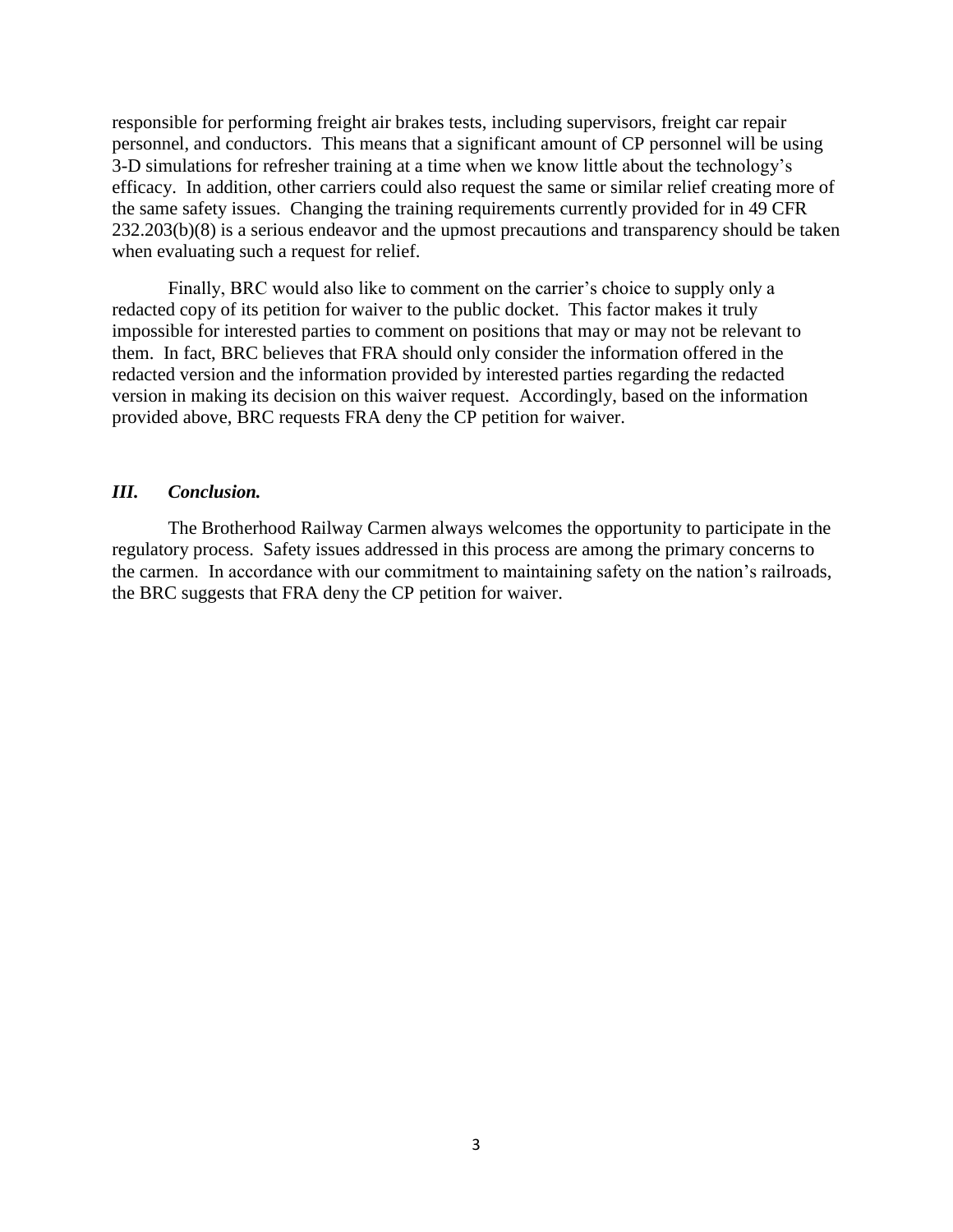responsible for performing freight air brakes tests, including supervisors, freight car repair personnel, and conductors. This means that a significant amount of CP personnel will be using 3-D simulations for refresher training at a time when we know little about the technology's efficacy. In addition, other carriers could also request the same or similar relief creating more of the same safety issues. Changing the training requirements currently provided for in 49 CFR 232.203(b)(8) is a serious endeavor and the upmost precautions and transparency should be taken when evaluating such a request for relief.

Finally, BRC would also like to comment on the carrier's choice to supply only a redacted copy of its petition for waiver to the public docket. This factor makes it truly impossible for interested parties to comment on positions that may or may not be relevant to them. In fact, BRC believes that FRA should only consider the information offered in the redacted version and the information provided by interested parties regarding the redacted version in making its decision on this waiver request. Accordingly, based on the information provided above, BRC requests FRA deny the CP petition for waiver.

### ***III. Conclusion.***

The Brotherhood Railway Carmen always welcomes the opportunity to participate in the regulatory process. Safety issues addressed in this process are among the primary concerns to the carmen. In accordance with our commitment to maintaining safety on the nation's railroads, the BRC suggests that FRA deny the CP petition for waiver.